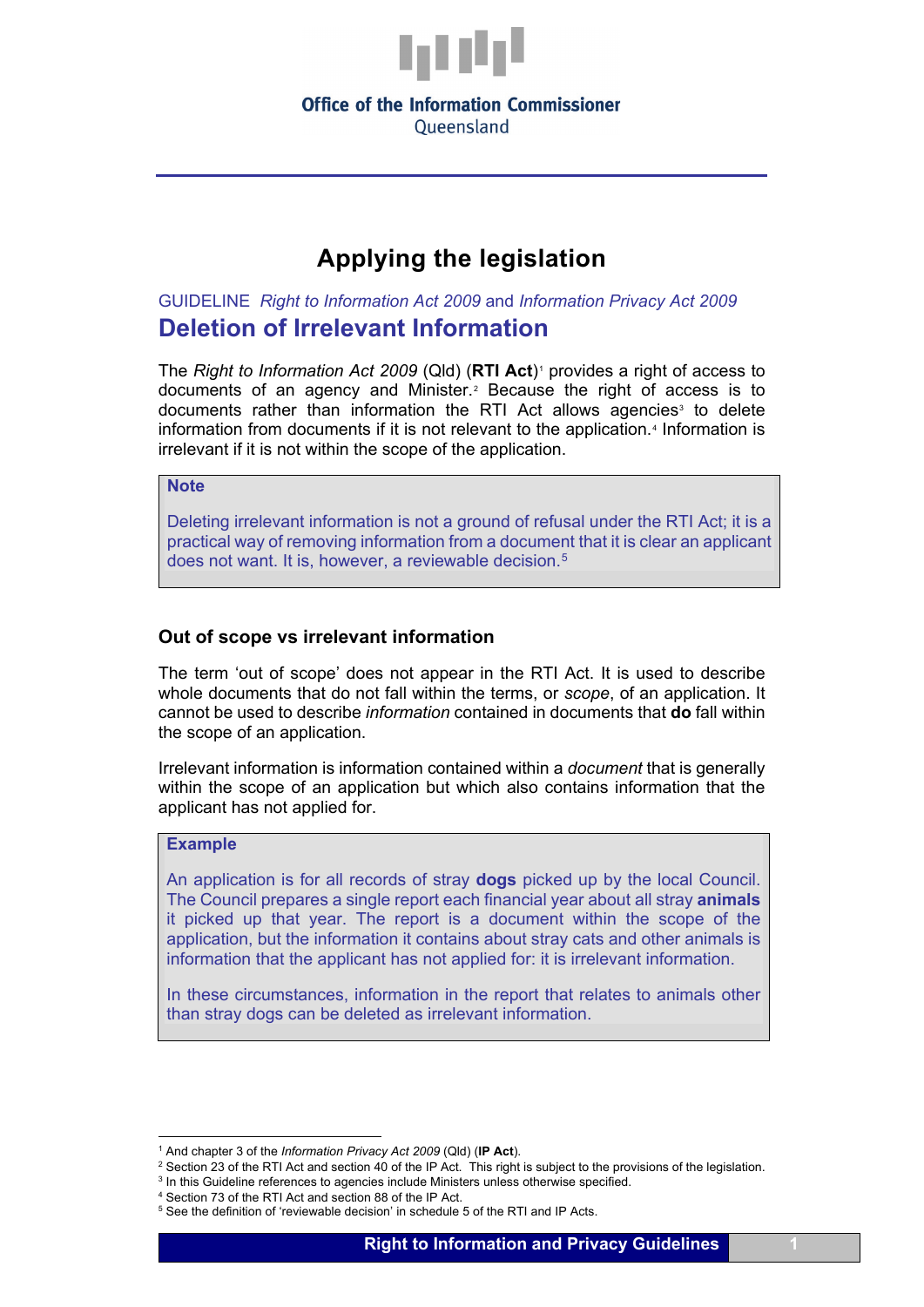Office of the Information Commissioner
Queensland

# Applying the legislation

GUIDELINE *Right to Information Act 2009* and *Information Privacy Act 2009*

## Deletion of Irrelevant Information

The *Right to Information Act 2009* (Qld) (**RTI Act**)[1] provides a right of access to documents of an agency and Minister.[2] Because the right of access is to documents rather than information the RTI Act allows agencies[3] to delete information from documents if it is not relevant to the application.[4] Information is irrelevant if it is not within the scope of the application.

> **Note**
>
> Deleting irrelevant information is not a ground of refusal under the RTI Act; it is a practical way of removing information from a document that it is clear an applicant does not want. It is, however, a reviewable decision.[5]

### Out of scope vs irrelevant information

The term 'out of scope' does not appear in the RTI Act. It is used to describe whole documents that do not fall within the terms, or *scope*, of an application. It cannot be used to describe *information* contained in documents that **do** fall within the scope of an application.

Irrelevant information is information contained within a *document* that is generally within the scope of an application but which also contains information that the applicant has not applied for.

> **Example**
>
> An application is for all records of stray **dogs** picked up by the local Council. The Council prepares a single report each financial year about all stray **animals** it picked up that year. The report is a document within the scope of the application, but the information it contains about stray cats and other animals is information that the applicant has not applied for: it is irrelevant information.
>
> In these circumstances, information in the report that relates to animals other than stray dogs can be deleted as irrelevant information.

---

[1] And chapter 3 of the *Information Privacy Act 2009* (Qld) (**IP Act**).
[2] Section 23 of the RTI Act and section 40 of the IP Act. This right is subject to the provisions of the legislation.
[3] In this Guideline references to agencies include Ministers unless otherwise specified.
[4] Section 73 of the RTI Act and section 88 of the IP Act.
[5] See the definition of 'reviewable decision' in schedule 5 of the RTI and IP Acts.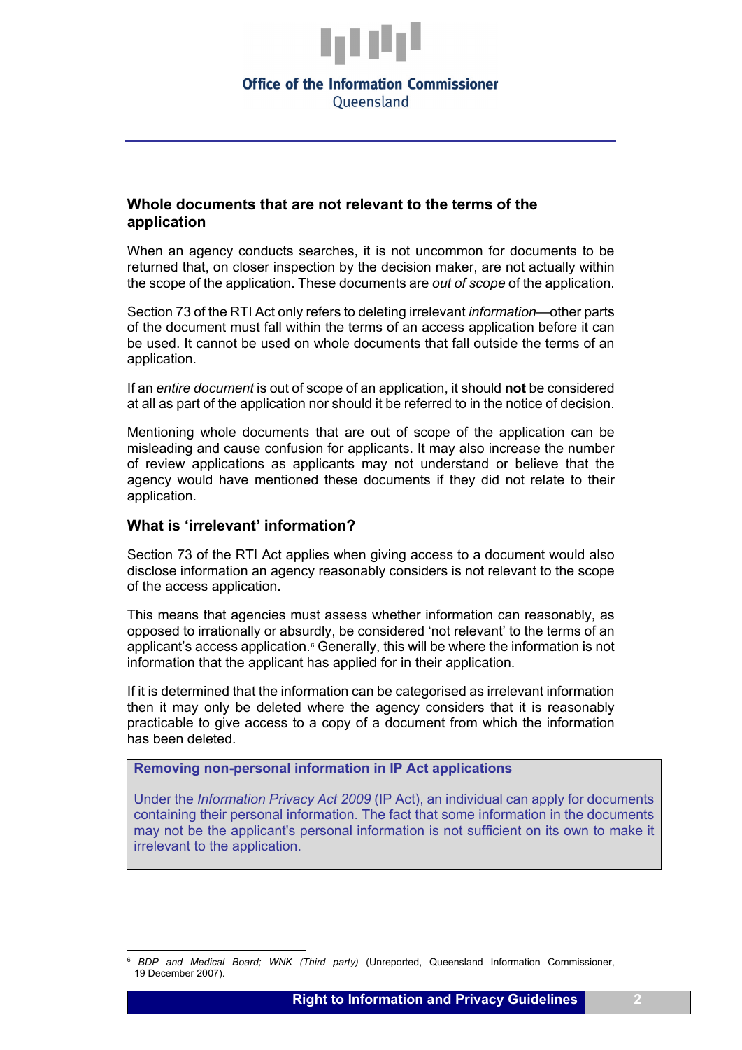## Whole documents that are not relevant to the terms of the application

When an agency conducts searches, it is not uncommon for documents to be returned that, on closer inspection by the decision maker, are not actually within the scope of the application. These documents are *out of scope* of the application.

Section 73 of the RTI Act only refers to deleting irrelevant *information*—other parts of the document must fall within the terms of an access application before it can be used. It cannot be used on whole documents that fall outside the terms of an application.

If an *entire document* is out of scope of an application, it should **not** be considered at all as part of the application nor should it be referred to in the notice of decision.

Mentioning whole documents that are out of scope of the application can be misleading and cause confusion for applicants. It may also increase the number of review applications as applicants may not understand or believe that the agency would have mentioned these documents if they did not relate to their application.

## What is 'irrelevant' information?

Section 73 of the RTI Act applies when giving access to a document would also disclose information an agency reasonably considers is not relevant to the scope of the access application.

This means that agencies must assess whether information can reasonably, as opposed to irrationally or absurdly, be considered 'not relevant' to the terms of an applicant's access application.[6] Generally, this will be where the information is not information that the applicant has applied for in their application.

If it is determined that the information can be categorised as irrelevant information then it may only be deleted where the agency considers that it is reasonably practicable to give access to a copy of a document from which the information has been deleted.

> **Removing non-personal information in IP Act applications**
>
> Under the *Information Privacy Act 2009* (IP Act), an individual can apply for documents containing their personal information. The fact that some information in the documents may not be the applicant's personal information is not sufficient on its own to make it irrelevant to the application.

[6] *BDP and Medical Board; WNK (Third party)* (Unreported, Queensland Information Commissioner, 19 December 2007).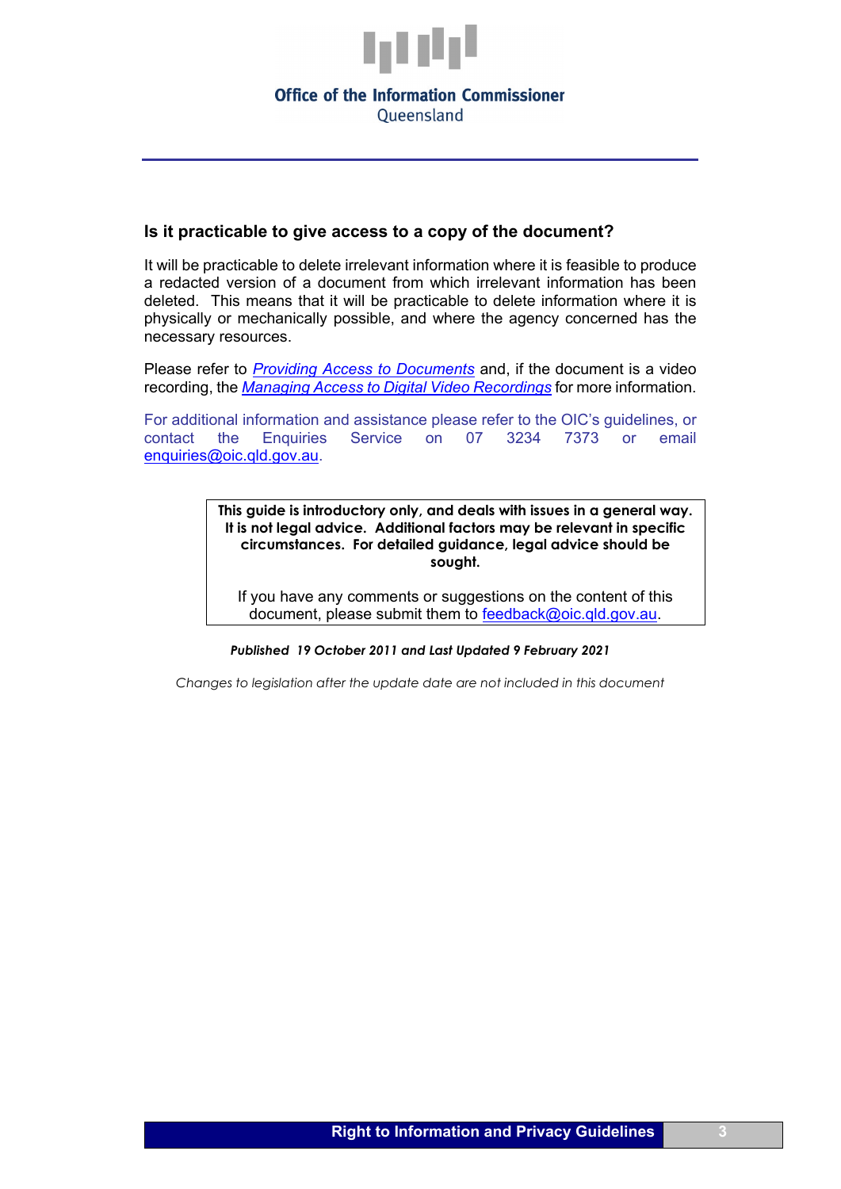## Is it practicable to give access to a copy of the document?

It will be practicable to delete irrelevant information where it is feasible to produce a redacted version of a document from which irrelevant information has been deleted. This means that it will be practicable to delete information where it is physically or mechanically possible, and where the agency concerned has the necessary resources.

Please refer to *Providing Access to Documents* and, if the document is a video recording, the *Managing Access to Digital Video Recordings* for more information.

For additional information and assistance please refer to the OIC's guidelines, or contact the Enquiries Service on 07 3234 7373 or email enquiries@oic.qld.gov.au.

**This guide is introductory only, and deals with issues in a general way. It is not legal advice. Additional factors may be relevant in specific circumstances. For detailed guidance, legal advice should be sought.**

If you have any comments or suggestions on the content of this document, please submit them to feedback@oic.qld.gov.au.

***Published 19 October 2011 and Last Updated 9 February 2021***

*Changes to legislation after the update date are not included in this document*